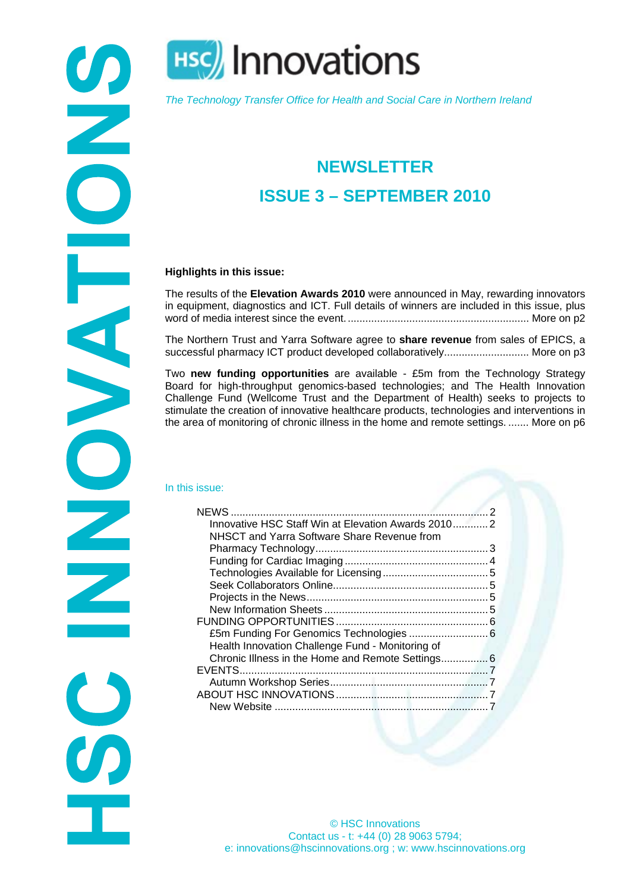# HSC Innovations

*The Technology Transfer Office for Health and Social Care in Northern Ireland*

## NEWSLETTER

## ISSUE 3 – SEPTEMBER 2010

**Highlights in this issue:**

The results of the **Elevation Awards 2010** were announced in May, rewarding innovators in equipment, diagnostics and ICT. Full details of winners are included in this issue, plus word of media interest since the event. ............................................................ More on p2

The Northern Trust and Yarra Software agree to **share revenue** from sales of EPICS, a successful pharmacy ICT product developed collaboratively............................ More on p3

Two **new funding opportunities** are available - £5m from the Technology Strategy Board for high-throughput genomics-based technologies; and The Health Innovation Challenge Fund (Wellcome Trust and the Department of Health) seeks to projects to stimulate the creation of innovative healthcare products, technologies and interventions in the area of monitoring of chronic illness in the home and remote settings. ....... More on p6

In this issue:

- NEWS ........................................................................................ 2
  - Innovative HSC Staff Win at Elevation Awards 2010............ 2
  - NHSCT and Yarra Software Share Revenue from Pharmacy Technology.......................................................... 3
  - Funding for Cardiac Imaging ................................................. 4
  - Technologies Available for Licensing .................................... 5
  - Seek Collaborators Online..................................................... 5
  - Projects in the News.............................................................. 5
  - New Information Sheets ........................................................ 5
- FUNDING OPPORTUNITIES .................................................... 6
  - £5m Funding For Genomics Technologies ........................... 6
  - Health Innovation Challenge Fund - Monitoring of Chronic Illness in the Home and Remote Settings................ 6
- EVENTS...................................................................................... 7
  - Autumn Workshop Series...................................................... 7
- ABOUT HSC INNOVATIONS .................................................... 7
  - New Website ......................................................................... 7

© HSC Innovations
Contact us - t: +44 (0) 28 9063 5794;
e: innovations@hscinnovations.org ; w: www.hscinnovations.org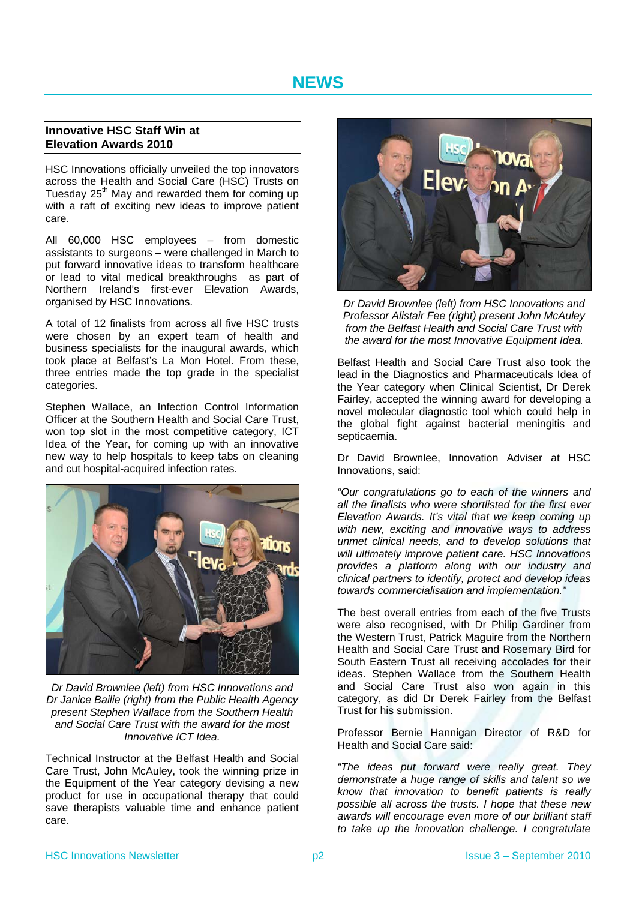# NEWS

## Innovative HSC Staff Win at Elevation Awards 2010

HSC Innovations officially unveiled the top innovators across the Health and Social Care (HSC) Trusts on Tuesday 25th May and rewarded them for coming up with a raft of exciting new ideas to improve patient care.

All 60,000 HSC employees – from domestic assistants to surgeons – were challenged in March to put forward innovative ideas to transform healthcare or lead to vital medical breakthroughs as part of Northern Ireland's first-ever Elevation Awards, organised by HSC Innovations.

A total of 12 finalists from across all five HSC trusts were chosen by an expert team of health and business specialists for the inaugural awards, which took place at Belfast's La Mon Hotel. From these, three entries made the top grade in the specialist categories.

Stephen Wallace, an Infection Control Information Officer at the Southern Health and Social Care Trust, won top slot in the most competitive category, ICT Idea of the Year, for coming up with an innovative new way to help hospitals to keep tabs on cleaning and cut hospital-acquired infection rates.

*Dr David Brownlee (left) from HSC Innovations and Dr Janice Bailie (right) from the Public Health Agency present Stephen Wallace from the Southern Health and Social Care Trust with the award for the most Innovative ICT Idea.*

Technical Instructor at the Belfast Health and Social Care Trust, John McAuley, took the winning prize in the Equipment of the Year category devising a new product for use in occupational therapy that could save therapists valuable time and enhance patient care.

*Dr David Brownlee (left) from HSC Innovations and Professor Alistair Fee (right) present John McAuley from the Belfast Health and Social Care Trust with the award for the most Innovative Equipment Idea.*

Belfast Health and Social Care Trust also took the lead in the Diagnostics and Pharmaceuticals Idea of the Year category when Clinical Scientist, Dr Derek Fairley, accepted the winning award for developing a novel molecular diagnostic tool which could help in the global fight against bacterial meningitis and septicaemia.

Dr David Brownlee, Innovation Adviser at HSC Innovations, said:

*"Our congratulations go to each of the winners and all the finalists who were shortlisted for the first ever Elevation Awards. It's vital that we keep coming up with new, exciting and innovative ways to address unmet clinical needs, and to develop solutions that will ultimately improve patient care. HSC Innovations provides a platform along with our industry and clinical partners to identify, protect and develop ideas towards commercialisation and implementation."*

The best overall entries from each of the five Trusts were also recognised, with Dr Philip Gardiner from the Western Trust, Patrick Maguire from the Northern Health and Social Care Trust and Rosemary Bird for South Eastern Trust all receiving accolades for their ideas. Stephen Wallace from the Southern Health and Social Care Trust also won again in this category, as did Dr Derek Fairley from the Belfast Trust for his submission.

Professor Bernie Hannigan Director of R&D for Health and Social Care said:

*"The ideas put forward were really great. They demonstrate a huge range of skills and talent so we know that innovation to benefit patients is really possible all across the trusts. I hope that these new awards will encourage even more of our brilliant staff to take up the innovation challenge. I congratulate*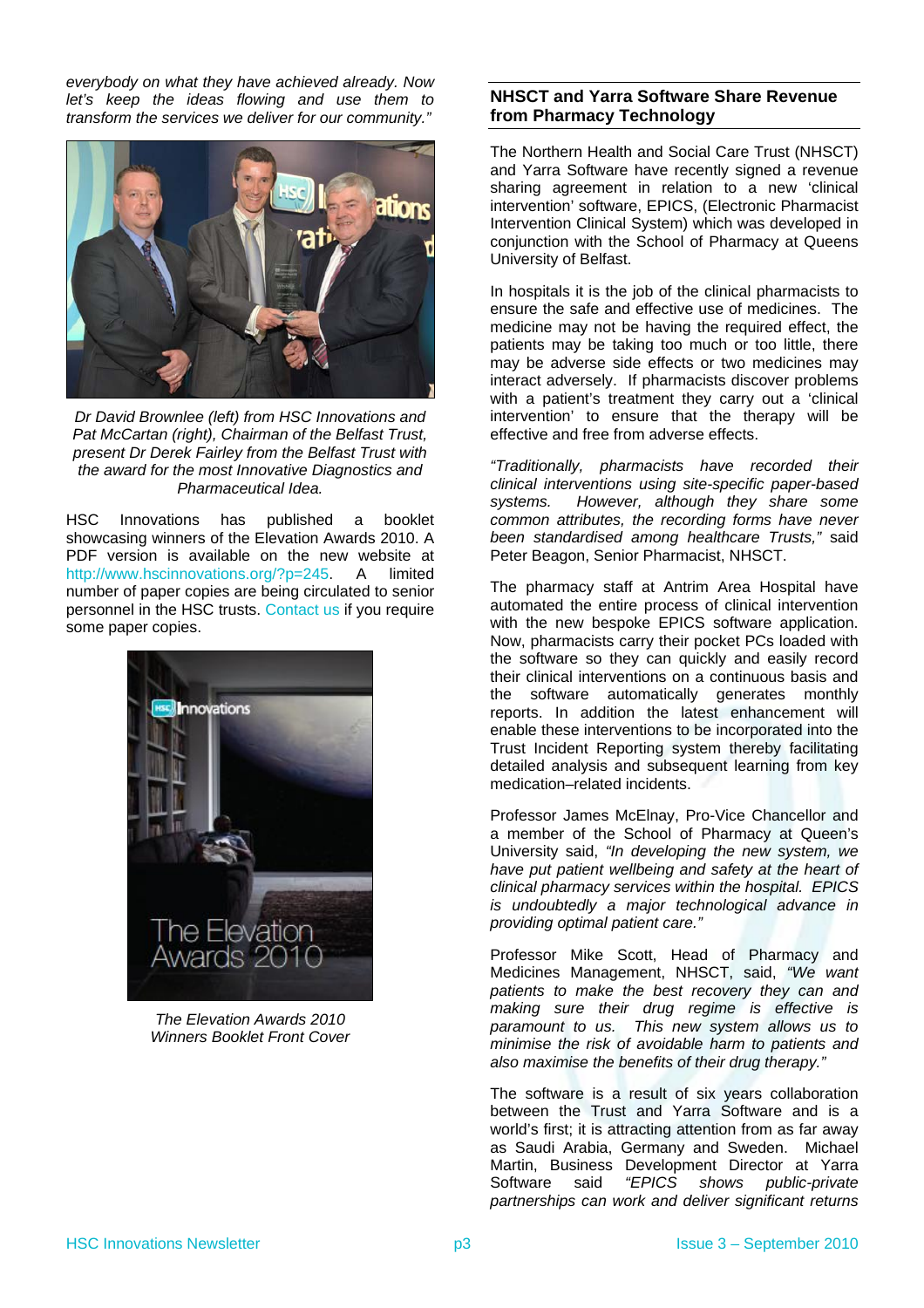*everybody on what they have achieved already. Now let's keep the ideas flowing and use them to transform the services we deliver for our community."*

*Dr David Brownlee (left) from HSC Innovations and Pat McCartan (right), Chairman of the Belfast Trust, present Dr Derek Fairley from the Belfast Trust with the award for the most Innovative Diagnostics and Pharmaceutical Idea.*

HSC Innovations has published a booklet showcasing winners of the Elevation Awards 2010. A PDF version is available on the new website at http://www.hscinnovations.org/?p=245. A limited number of paper copies are being circulated to senior personnel in the HSC trusts. Contact us if you require some paper copies.

*The Elevation Awards 2010 Winners Booklet Front Cover*

## NHSCT and Yarra Software Share Revenue from Pharmacy Technology

The Northern Health and Social Care Trust (NHSCT) and Yarra Software have recently signed a revenue sharing agreement in relation to a new 'clinical intervention' software, EPICS, (Electronic Pharmacist Intervention Clinical System) which was developed in conjunction with the School of Pharmacy at Queens University of Belfast.

In hospitals it is the job of the clinical pharmacists to ensure the safe and effective use of medicines. The medicine may not be having the required effect, the patients may be taking too much or too little, there may be adverse side effects or two medicines may interact adversely. If pharmacists discover problems with a patient's treatment they carry out a 'clinical intervention' to ensure that the therapy will be effective and free from adverse effects.

*"Traditionally, pharmacists have recorded their clinical interventions using site-specific paper-based systems. However, although they share some common attributes, the recording forms have never been standardised among healthcare Trusts,"* said Peter Beagon, Senior Pharmacist, NHSCT.

The pharmacy staff at Antrim Area Hospital have automated the entire process of clinical intervention with the new bespoke EPICS software application. Now, pharmacists carry their pocket PCs loaded with the software so they can quickly and easily record their clinical interventions on a continuous basis and the software automatically generates monthly reports. In addition the latest enhancement will enable these interventions to be incorporated into the Trust Incident Reporting system thereby facilitating detailed analysis and subsequent learning from key medication–related incidents.

Professor James McElnay, Pro-Vice Chancellor and a member of the School of Pharmacy at Queen's University said, *"In developing the new system, we have put patient wellbeing and safety at the heart of clinical pharmacy services within the hospital. EPICS is undoubtedly a major technological advance in providing optimal patient care."*

Professor Mike Scott, Head of Pharmacy and Medicines Management, NHSCT, said, *"We want patients to make the best recovery they can and making sure their drug regime is effective is paramount to us. This new system allows us to minimise the risk of avoidable harm to patients and also maximise the benefits of their drug therapy."*

The software is a result of six years collaboration between the Trust and Yarra Software and is a world's first; it is attracting attention from as far away as Saudi Arabia, Germany and Sweden. Michael Martin, Business Development Director at Yarra Software said *"EPICS shows public-private partnerships can work and deliver significant returns*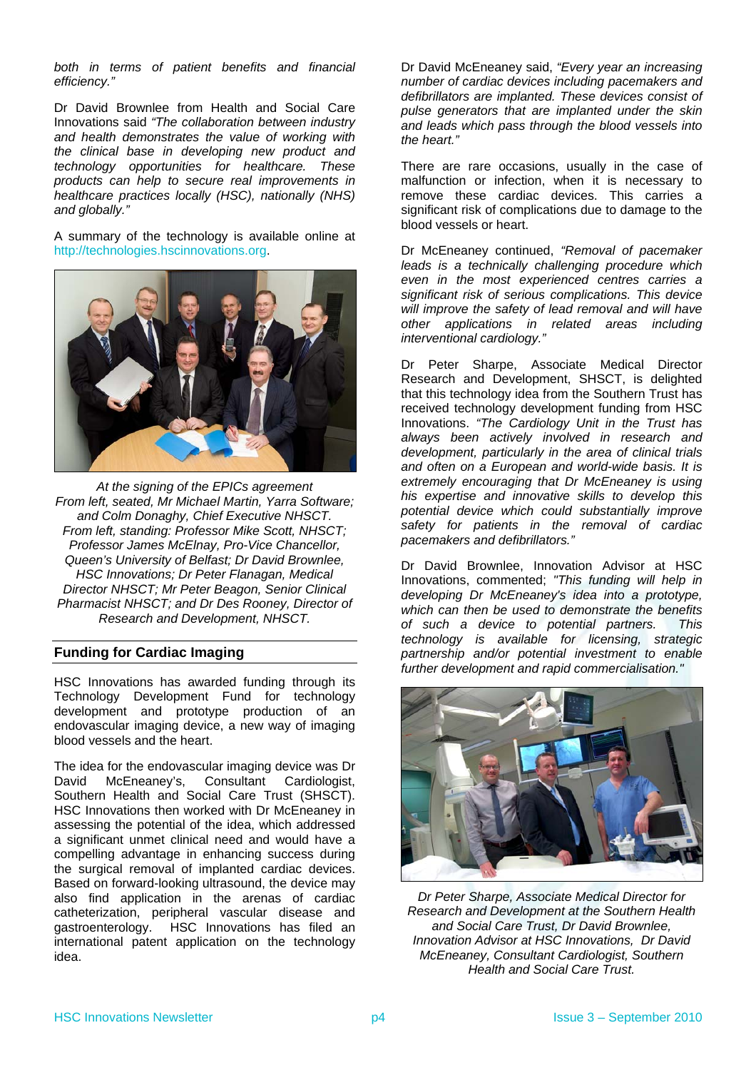*both in terms of patient benefits and financial efficiency."*

Dr David Brownlee from Health and Social Care Innovations said *"The collaboration between industry and health demonstrates the value of working with the clinical base in developing new product and technology opportunities for healthcare. These products can help to secure real improvements in healthcare practices locally (HSC), nationally (NHS) and globally."*

A summary of the technology is available online at http://technologies.hscinnovations.org.

*At the signing of the EPICs agreement*
*From left, seated, Mr Michael Martin, Yarra Software; and Colm Donaghy, Chief Executive NHSCT.*
*From left, standing: Professor Mike Scott, NHSCT; Professor James McElnay, Pro-Vice Chancellor, Queen's University of Belfast; Dr David Brownlee, HSC Innovations; Dr Peter Flanagan, Medical Director NHSCT; Mr Peter Beagon, Senior Clinical Pharmacist NHSCT; and Dr Des Rooney, Director of Research and Development, NHSCT.*

## Funding for Cardiac Imaging

HSC Innovations has awarded funding through its Technology Development Fund for technology development and prototype production of an endovascular imaging device, a new way of imaging blood vessels and the heart.

The idea for the endovascular imaging device was Dr David McEneaney's, Consultant Cardiologist, Southern Health and Social Care Trust (SHSCT). HSC Innovations then worked with Dr McEneaney in assessing the potential of the idea, which addressed a significant unmet clinical need and would have a compelling advantage in enhancing success during the surgical removal of implanted cardiac devices. Based on forward-looking ultrasound, the device may also find application in the arenas of cardiac catheterization, peripheral vascular disease and gastroenterology. HSC Innovations has filed an international patent application on the technology idea.

Dr David McEneaney said, *"Every year an increasing number of cardiac devices including pacemakers and defibrillators are implanted. These devices consist of pulse generators that are implanted under the skin and leads which pass through the blood vessels into the heart."*

There are rare occasions, usually in the case of malfunction or infection, when it is necessary to remove these cardiac devices. This carries a significant risk of complications due to damage to the blood vessels or heart.

Dr McEneaney continued, *"Removal of pacemaker leads is a technically challenging procedure which even in the most experienced centres carries a significant risk of serious complications. This device will improve the safety of lead removal and will have other applications in related areas including interventional cardiology."*

Dr Peter Sharpe, Associate Medical Director Research and Development, SHSCT, is delighted that this technology idea from the Southern Trust has received technology development funding from HSC Innovations. *"The Cardiology Unit in the Trust has always been actively involved in research and development, particularly in the area of clinical trials and often on a European and world-wide basis. It is extremely encouraging that Dr McEneaney is using his expertise and innovative skills to develop this potential device which could substantially improve safety for patients in the removal of cardiac pacemakers and defibrillators."*

Dr David Brownlee, Innovation Advisor at HSC Innovations, commented; *"This funding will help in developing Dr McEneaney's idea into a prototype, which can then be used to demonstrate the benefits of such a device to potential partners. This technology is available for licensing, strategic partnership and/or potential investment to enable further development and rapid commercialisation."*

*Dr Peter Sharpe, Associate Medical Director for Research and Development at the Southern Health and Social Care Trust, Dr David Brownlee, Innovation Advisor at HSC Innovations, Dr David McEneaney, Consultant Cardiologist, Southern Health and Social Care Trust.*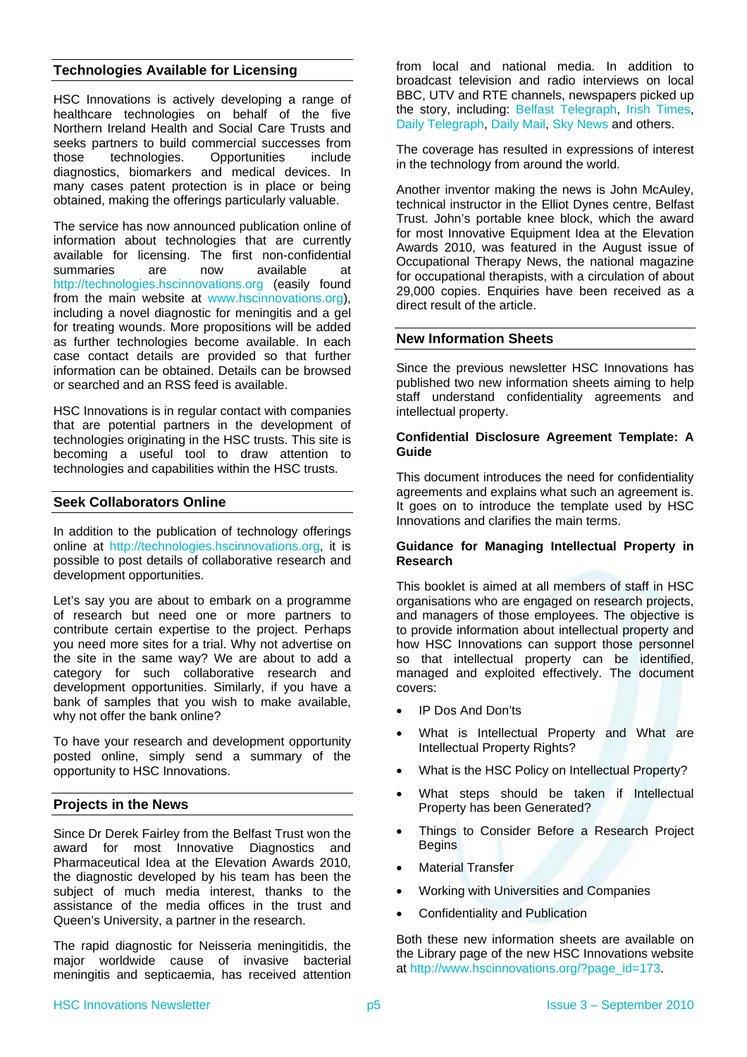## Technologies Available for Licensing

HSC Innovations is actively developing a range of healthcare technologies on behalf of the five Northern Ireland Health and Social Care Trusts and seeks partners to build commercial successes from those technologies. Opportunities include diagnostics, biomarkers and medical devices. In many cases patent protection is in place or being obtained, making the offerings particularly valuable.

The service has now announced publication online of information about technologies that are currently available for licensing. The first non-confidential summaries are now available at http://technologies.hscinnovations.org (easily found from the main website at www.hscinnovations.org), including a novel diagnostic for meningitis and a gel for treating wounds. More propositions will be added as further technologies become available. In each case contact details are provided so that further information can be obtained. Details can be browsed or searched and an RSS feed is available.

HSC Innovations is in regular contact with companies that are potential partners in the development of technologies originating in the HSC trusts. This site is becoming a useful tool to draw attention to technologies and capabilities within the HSC trusts.

## Seek Collaborators Online

In addition to the publication of technology offerings online at http://technologies.hscinnovations.org, it is possible to post details of collaborative research and development opportunities.

Let's say you are about to embark on a programme of research but need one or more partners to contribute certain expertise to the project. Perhaps you need more sites for a trial. Why not advertise on the site in the same way? We are about to add a category for such collaborative research and development opportunities. Similarly, if you have a bank of samples that you wish to make available, why not offer the bank online?

To have your research and development opportunity posted online, simply send a summary of the opportunity to HSC Innovations.

## Projects in the News

Since Dr Derek Fairley from the Belfast Trust won the award for most Innovative Diagnostics and Pharmaceutical Idea at the Elevation Awards 2010, the diagnostic developed by his team has been the subject of much media interest, thanks to the assistance of the media offices in the trust and Queen's University, a partner in the research.

The rapid diagnostic for Neisseria meningitidis, the major worldwide cause of invasive bacterial meningitis and septicaemia, has received attention from local and national media. In addition to broadcast television and radio interviews on local BBC, UTV and RTE channels, newspapers picked up the story, including: Belfast Telegraph, Irish Times, Daily Telegraph, Daily Mail, Sky News and others.

The coverage has resulted in expressions of interest in the technology from around the world.

Another inventor making the news is John McAuley, technical instructor in the Elliot Dynes centre, Belfast Trust. John's portable knee block, which the award for most Innovative Equipment Idea at the Elevation Awards 2010, was featured in the August issue of Occupational Therapy News, the national magazine for occupational therapists, with a circulation of about 29,000 copies. Enquiries have been received as a direct result of the article.

## New Information Sheets

Since the previous newsletter HSC Innovations has published two new information sheets aiming to help staff understand confidentiality agreements and intellectual property.

### Confidential Disclosure Agreement Template: A Guide

This document introduces the need for confidentiality agreements and explains what such an agreement is. It goes on to introduce the template used by HSC Innovations and clarifies the main terms.

### Guidance for Managing Intellectual Property in Research

This booklet is aimed at all members of staff in HSC organisations who are engaged on research projects, and managers of those employees. The objective is to provide information about intellectual property and how HSC Innovations can support those personnel so that intellectual property can be identified, managed and exploited effectively. The document covers:

- IP Dos And Don'ts
- What is Intellectual Property and What are Intellectual Property Rights?
- What is the HSC Policy on Intellectual Property?
- What steps should be taken if Intellectual Property has been Generated?
- Things to Consider Before a Research Project Begins
- Material Transfer
- Working with Universities and Companies
- Confidentiality and Publication

Both these new information sheets are available on the Library page of the new HSC Innovations website at http://www.hscinnovations.org/?page_id=173.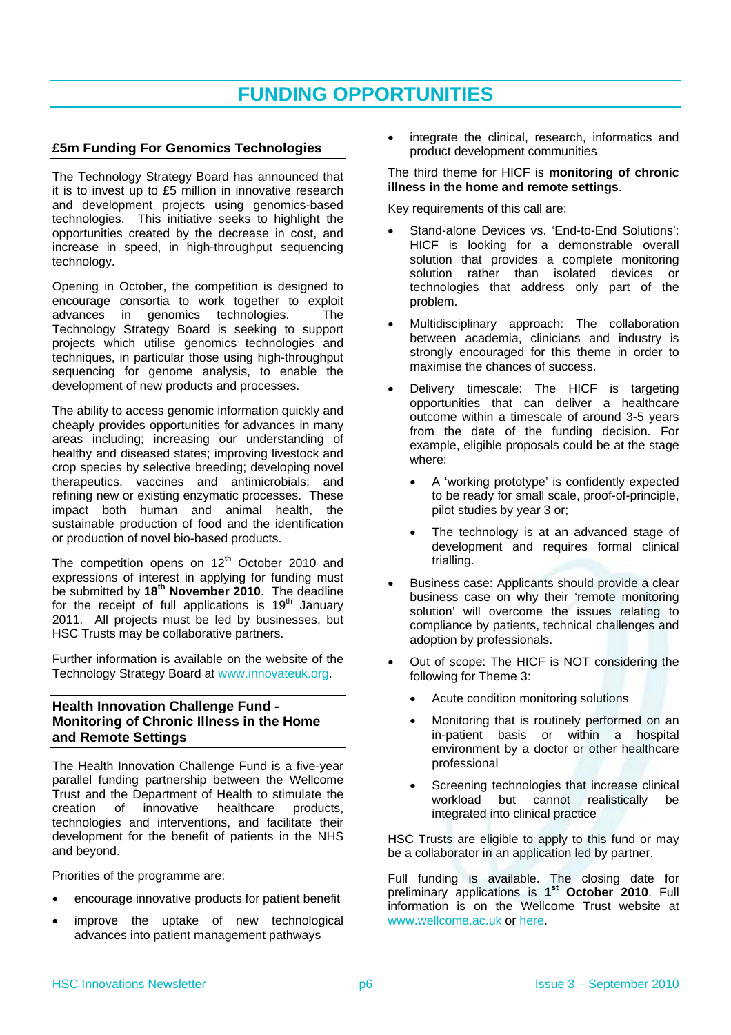# FUNDING OPPORTUNITIES

## £5m Funding For Genomics Technologies

The Technology Strategy Board has announced that it is to invest up to £5 million in innovative research and development projects using genomics-based technologies. This initiative seeks to highlight the opportunities created by the decrease in cost, and increase in speed, in high-throughput sequencing technology.

Opening in October, the competition is designed to encourage consortia to work together to exploit advances in genomics technologies. The Technology Strategy Board is seeking to support projects which utilise genomics technologies and techniques, in particular those using high-throughput sequencing for genome analysis, to enable the development of new products and processes.

The ability to access genomic information quickly and cheaply provides opportunities for advances in many areas including; increasing our understanding of healthy and diseased states; improving livestock and crop species by selective breeding; developing novel therapeutics, vaccines and antimicrobials; and refining new or existing enzymatic processes. These impact both human and animal health, the sustainable production of food and the identification or production of novel bio-based products.

The competition opens on 12th October 2010 and expressions of interest in applying for funding must be submitted by **18th November 2010**. The deadline for the receipt of full applications is 19th January 2011. All projects must be led by businesses, but HSC Trusts may be collaborative partners.

Further information is available on the website of the Technology Strategy Board at www.innovateuk.org.

## Health Innovation Challenge Fund - Monitoring of Chronic Illness in the Home and Remote Settings

The Health Innovation Challenge Fund is a five-year parallel funding partnership between the Wellcome Trust and the Department of Health to stimulate the creation of innovative healthcare products, technologies and interventions, and facilitate their development for the benefit of patients in the NHS and beyond.

Priorities of the programme are:

- encourage innovative products for patient benefit
- improve the uptake of new technological advances into patient management pathways
- integrate the clinical, research, informatics and product development communities

The third theme for HICF is **monitoring of chronic illness in the home and remote settings**.

Key requirements of this call are:

- Stand-alone Devices vs. 'End-to-End Solutions': HICF is looking for a demonstrable overall solution that provides a complete monitoring solution rather than isolated devices or technologies that address only part of the problem.
- Multidisciplinary approach: The collaboration between academia, clinicians and industry is strongly encouraged for this theme in order to maximise the chances of success.
- Delivery timescale: The HICF is targeting opportunities that can deliver a healthcare outcome within a timescale of around 3-5 years from the date of the funding decision. For example, eligible proposals could be at the stage where:
  - A 'working prototype' is confidently expected to be ready for small scale, proof-of-principle, pilot studies by year 3 or;
  - The technology is at an advanced stage of development and requires formal clinical trialling.
- Business case: Applicants should provide a clear business case on why their 'remote monitoring solution' will overcome the issues relating to compliance by patients, technical challenges and adoption by professionals.
- Out of scope: The HICF is NOT considering the following for Theme 3:
  - Acute condition monitoring solutions
  - Monitoring that is routinely performed on an in-patient basis or within a hospital environment by a doctor or other healthcare professional
  - Screening technologies that increase clinical workload but cannot realistically be integrated into clinical practice

HSC Trusts are eligible to apply to this fund or may be a collaborator in an application led by partner.

Full funding is available. The closing date for preliminary applications is **1st October 2010**. Full information is on the Wellcome Trust website at www.wellcome.ac.uk or here.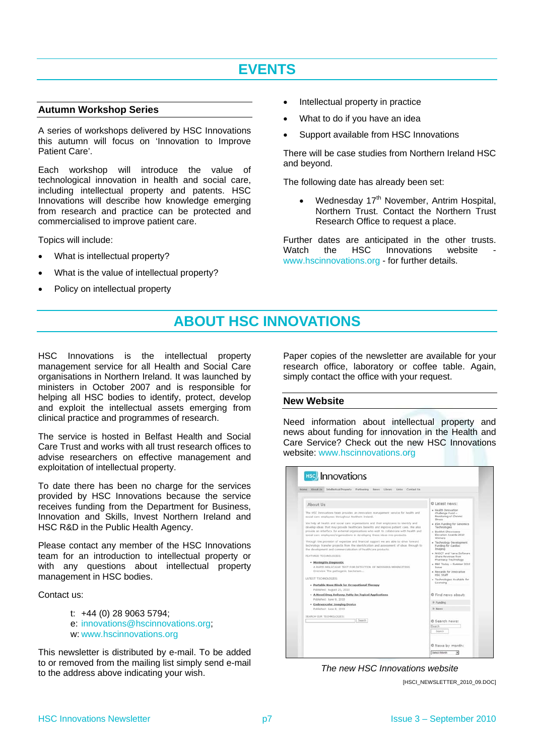# EVENTS

## Autumn Workshop Series

A series of workshops delivered by HSC Innovations this autumn will focus on 'Innovation to Improve Patient Care'.

Each workshop will introduce the value of technological innovation in health and social care, including intellectual property and patents. HSC Innovations will describe how knowledge emerging from research and practice can be protected and commercialised to improve patient care.

Topics will include:

- What is intellectual property?
- What is the value of intellectual property?
- Policy on intellectual property
- Intellectual property in practice
- What to do if you have an idea
- Support available from HSC Innovations

There will be case studies from Northern Ireland HSC and beyond.

The following date has already been set:

- Wednesday 17th November, Antrim Hospital, Northern Trust. Contact the Northern Trust Research Office to request a place.

Further dates are anticipated in the other trusts. Watch the HSC Innovations website - www.hscinnovations.org - for further details.

# ABOUT HSC INNOVATIONS

HSC Innovations is the intellectual property management service for all Health and Social Care organisations in Northern Ireland. It was launched by ministers in October 2007 and is responsible for helping all HSC bodies to identify, protect, develop and exploit the intellectual assets emerging from clinical practice and programmes of research.

The service is hosted in Belfast Health and Social Care Trust and works with all trust research offices to advise researchers on effective management and exploitation of intellectual property.

To date there has been no charge for the services provided by HSC Innovations because the service receives funding from the Department for Business, Innovation and Skills, Invest Northern Ireland and HSC R&D in the Public Health Agency.

Please contact any member of the HSC Innovations team for an introduction to intellectual property or with any questions about intellectual property management in HSC bodies.

Contact us:

t: +44 (0) 28 9063 5794;
e: innovations@hscinnovations.org;
w: www.hscinnovations.org

This newsletter is distributed by e-mail. To be added to or removed from the mailing list simply send e-mail to the address above indicating your wish.

Paper copies of the newsletter are available for your research office, laboratory or coffee table. Again, simply contact the office with your request.

## New Website

Need information about intellectual property and news about funding for innovation in the Health and Care Service? Check out the new HSC Innovations website: www.hscinnovations.org

*The new HSC Innovations website*

[HSCI_NEWSLETTER_2010_09.DOC]